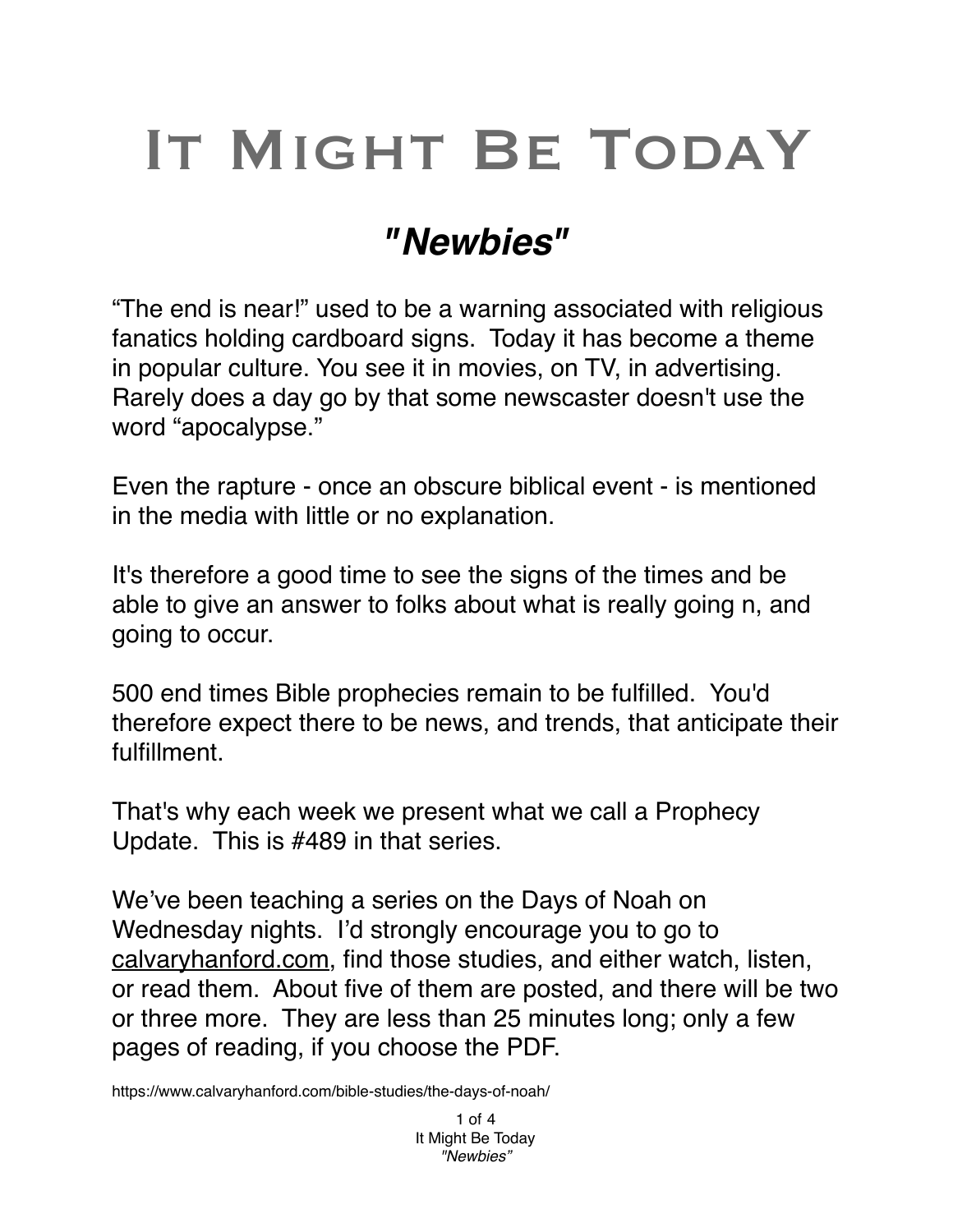# It Might Be Today

## *"Newbies"*

“The end is near!” used to be a warning associated with religious fanatics holding cardboard signs. Today it has become a theme in popular culture. You see it in movies, on TV, in advertising. Rarely does a day go by that some newscaster doesn't use the word “apocalypse.”

Even the rapture - once an obscure biblical event - is mentioned in the media with little or no explanation.

It's therefore a good time to see the signs of the times and be able to give an answer to folks about what is really going n, and going to occur.

500 end times Bible prophecies remain to be fulfilled. You'd therefore expect there to be news, and trends, that anticipate their fulfillment.

That's why each week we present what we call a Prophecy Update. This is #489 in that series.

We’ve been teaching a series on the Days of Noah on Wednesday nights. I’d strongly encourage you to go to calvaryhanford.com, find those studies, and either watch, listen, or read them. About five of them are posted, and there will be two or three more. They are less than 25 minutes long; only a few pages of reading, if you choose the PDF.

https://www.calvaryhanford.com/bible-studies/the-days-of-noah/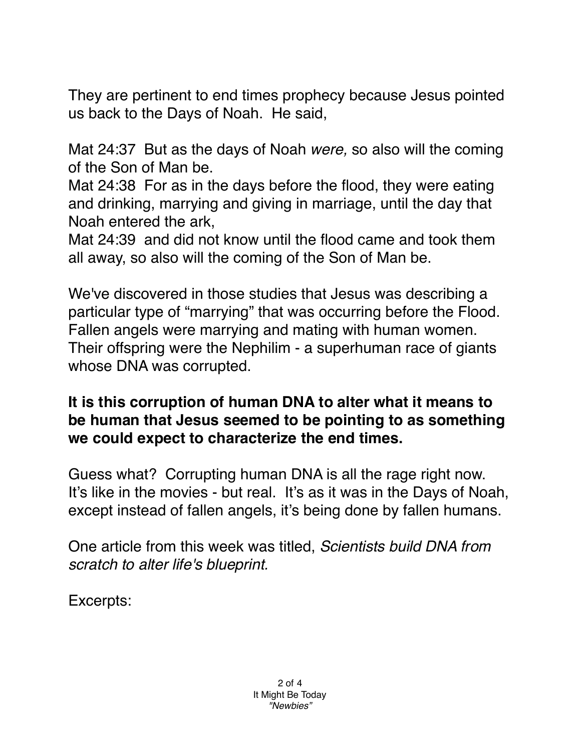They are pertinent to end times prophecy because Jesus pointed us back to the Days of Noah.  He said,

Mat 24:37  But as the days of Noah *were,* so also will the coming of the Son of Man be.
Mat 24:38  For as in the days before the flood, they were eating and drinking, marrying and giving in marriage, until the day that Noah entered the ark,
Mat 24:39  and did not know until the flood came and took them all away, so also will the coming of the Son of Man be.

We've discovered in those studies that Jesus was describing a particular type of "marrying" that was occurring before the Flood. Fallen angels were marrying and mating with human women. Their offspring were the Nephilim - a superhuman race of giants whose DNA was corrupted.

**It is this corruption of human DNA to alter what it means to be human that Jesus seemed to be pointing to as something we could expect to characterize the end times.**

Guess what?  Corrupting human DNA is all the rage right now. It's like in the movies - but real.  It's as it was in the Days of Noah, except instead of fallen angels, it's being done by fallen humans.

One article from this week was titled, *Scientists build DNA from scratch to alter life's blueprint.*

Excerpts: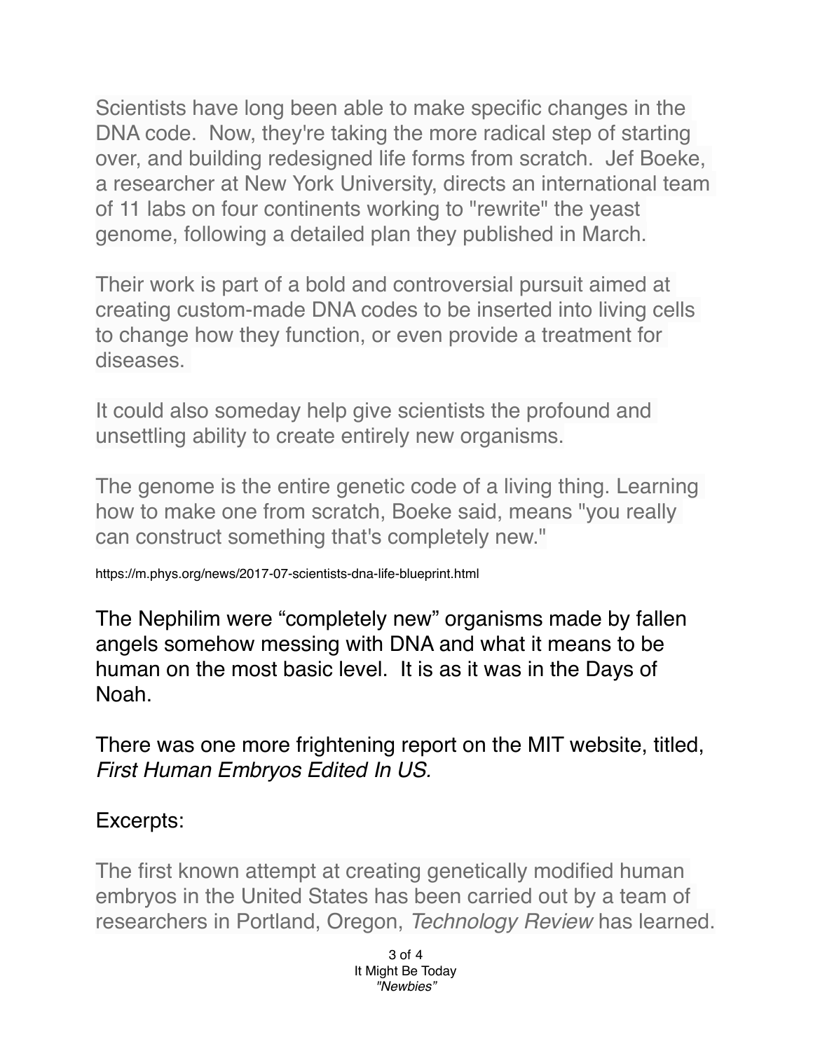Scientists have long been able to make specific changes in the DNA code. Now, they're taking the more radical step of starting over, and building redesigned life forms from scratch. Jef Boeke, a researcher at New York University, directs an international team of 11 labs on four continents working to "rewrite" the yeast genome, following a detailed plan they published in March.

Their work is part of a bold and controversial pursuit aimed at creating custom-made DNA codes to be inserted into living cells to change how they function, or even provide a treatment for diseases.

It could also someday help give scientists the profound and unsettling ability to create entirely new organisms.

The genome is the entire genetic code of a living thing. Learning how to make one from scratch, Boeke said, means "you really can construct something that's completely new."

https://m.phys.org/news/2017-07-scientists-dna-life-blueprint.html

The Nephilim were "completely new" organisms made by fallen angels somehow messing with DNA and what it means to be human on the most basic level. It is as it was in the Days of Noah.

There was one more frightening report on the MIT website, titled, *First Human Embryos Edited In US.*

Excerpts:

The first known attempt at creating genetically modified human embryos in the United States has been carried out by a team of researchers in Portland, Oregon, *Technology Review* has learned.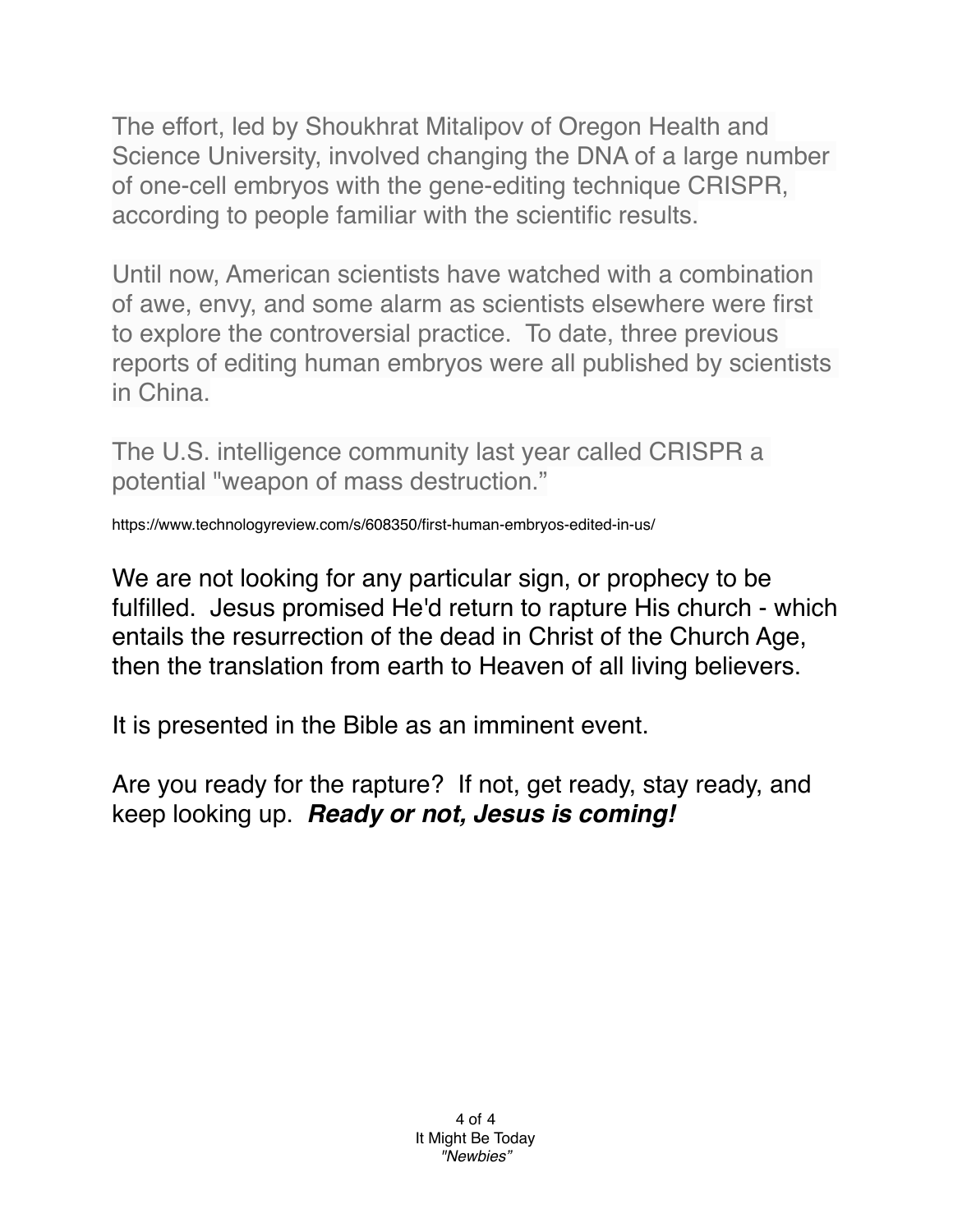The effort, led by Shoukhrat Mitalipov of Oregon Health and Science University, involved changing the DNA of a large number of one-cell embryos with the gene-editing technique CRISPR, according to people familiar with the scientific results.

Until now, American scientists have watched with a combination of awe, envy, and some alarm as scientists elsewhere were first to explore the controversial practice. To date, three previous reports of editing human embryos were all published by scientists in China.

The U.S. intelligence community last year called CRISPR a potential "weapon of mass destruction."

https://www.technologyreview.com/s/608350/first-human-embryos-edited-in-us/

We are not looking for any particular sign, or prophecy to be fulfilled. Jesus promised He'd return to rapture His church - which entails the resurrection of the dead in Christ of the Church Age, then the translation from earth to Heaven of all living believers.

It is presented in the Bible as an imminent event.

Are you ready for the rapture? If not, get ready, stay ready, and keep looking up. ***Ready or not, Jesus is coming!***